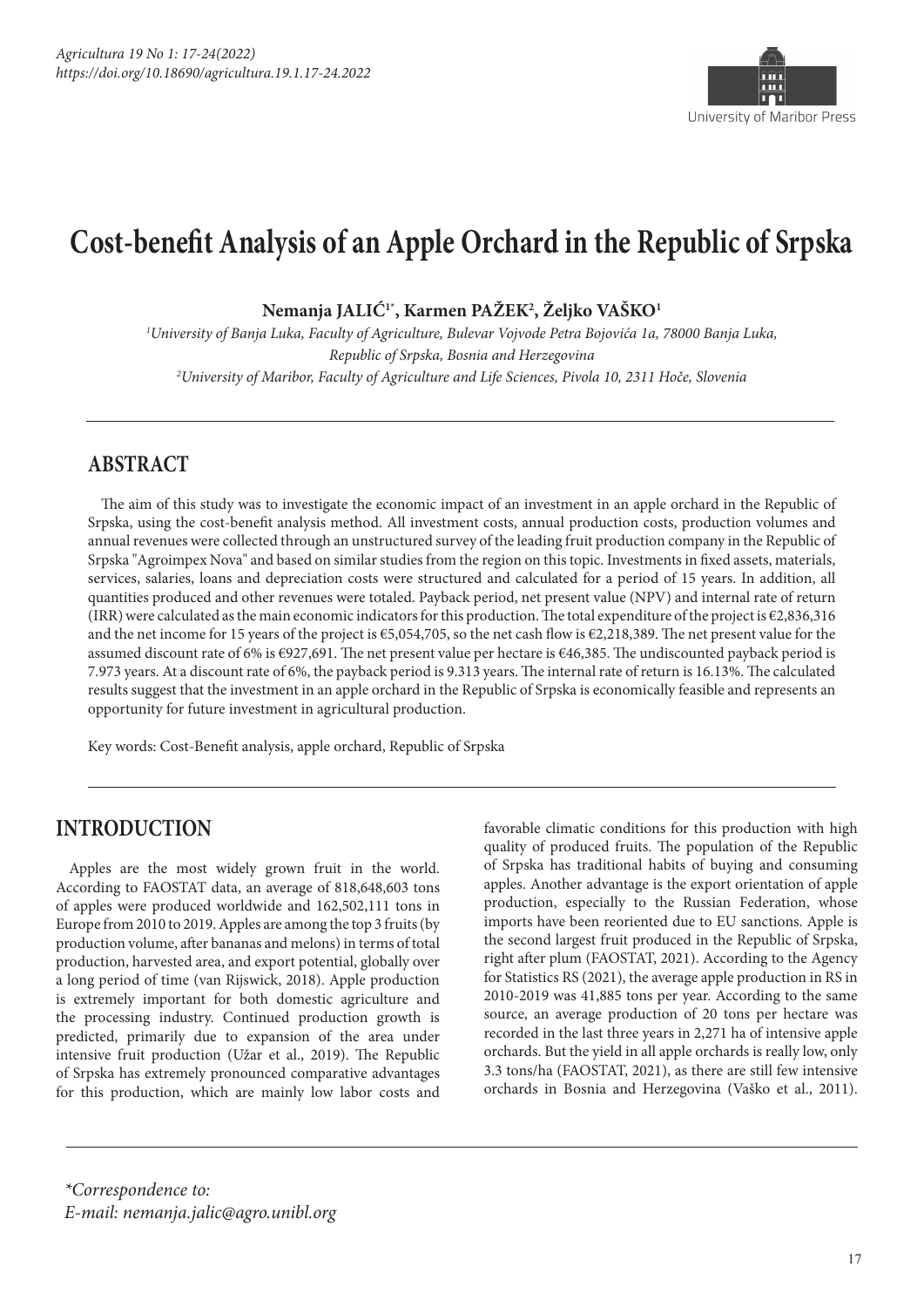# Cost-benefit Analysis of an Apple Orchard in the Republic of Srpska

**Nemanja JALIĆ[1*], Karmen PAŽEK[2], Željko VAŠKO[1]**

*[1]University of Banja Luka, Faculty of Agriculture, Bulevar Vojvode Petra Bojovića 1a, 78000 Banja Luka, Republic of Srpska, Bosnia and Herzegovina*

*[2]University of Maribor, Faculty of Agriculture and Life Sciences, Pivola 10, 2311 Hoče, Slovenia*

## ABSTRACT

The aim of this study was to investigate the economic impact of an investment in an apple orchard in the Republic of Srpska, using the cost-benefit analysis method. All investment costs, annual production costs, production volumes and annual revenues were collected through an unstructured survey of the leading fruit production company in the Republic of Srpska "Agroimpex Nova" and based on similar studies from the region on this topic. Investments in fixed assets, materials, services, salaries, loans and depreciation costs were structured and calculated for a period of 15 years. In addition, all quantities produced and other revenues were totaled. Payback period, net present value (NPV) and internal rate of return (IRR) were calculated as the main economic indicators for this production. The total expenditure of the project is €2,836,316 and the net income for 15 years of the project is €5,054,705, so the net cash flow is €2,218,389. The net present value for the assumed discount rate of 6% is €927,691. The net present value per hectare is €46,385. The undiscounted payback period is 7.973 years. At a discount rate of 6%, the payback period is 9.313 years. The internal rate of return is 16.13%. The calculated results suggest that the investment in an apple orchard in the Republic of Srpska is economically feasible and represents an opportunity for future investment in agricultural production.

Key words: Cost-Benefit analysis, apple orchard, Republic of Srpska

## INTRODUCTION

Apples are the most widely grown fruit in the world. According to FAOSTAT data, an average of 818,648,603 tons of apples were produced worldwide and 162,502,111 tons in Europe from 2010 to 2019. Apples are among the top 3 fruits (by production volume, after bananas and melons) in terms of total production, harvested area, and export potential, globally over a long period of time (van Rijswick, 2018). Apple production is extremely important for both domestic agriculture and the processing industry. Continued production growth is predicted, primarily due to expansion of the area under intensive fruit production (Užar et al., 2019). The Republic of Srpska has extremely pronounced comparative advantages for this production, which are mainly low labor costs and favorable climatic conditions for this production with high quality of produced fruits. The population of the Republic of Srpska has traditional habits of buying and consuming apples. Another advantage is the export orientation of apple production, especially to the Russian Federation, whose imports have been reoriented due to EU sanctions. Apple is the second largest fruit produced in the Republic of Srpska, right after plum (FAOSTAT, 2021). According to the Agency for Statistics RS (2021), the average apple production in RS in 2010-2019 was 41,885 tons per year. According to the same source, an average production of 20 tons per hectare was recorded in the last three years in 2,271 ha of intensive apple orchards. But the yield in all apple orchards is really low, only 3.3 tons/ha (FAOSTAT, 2021), as there are still few intensive orchards in Bosnia and Herzegovina (Vaško et al., 2011).

*\*Correspondence to:*
*E-mail: nemanja.jalic@agro.unibl.org*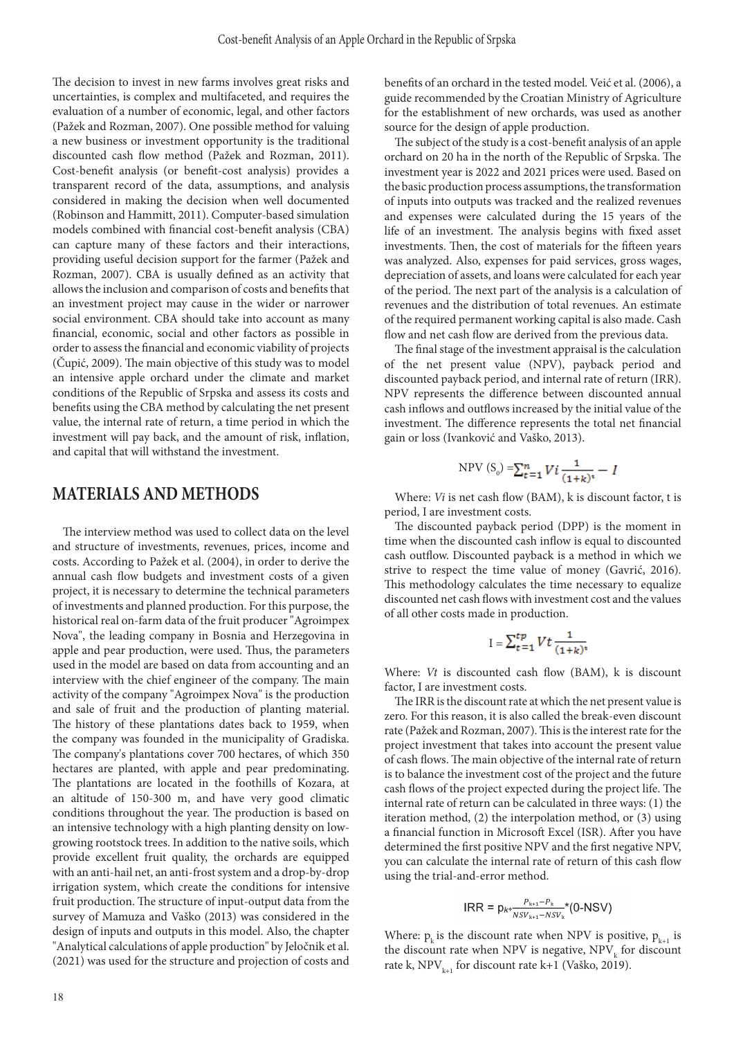The decision to invest in new farms involves great risks and uncertainties, is complex and multifaceted, and requires the evaluation of a number of economic, legal, and other factors (Pažek and Rozman, 2007). One possible method for valuing a new business or investment opportunity is the traditional discounted cash flow method (Pažek and Rozman, 2011). Cost-benefit analysis (or benefit-cost analysis) provides a transparent record of the data, assumptions, and analysis considered in making the decision when well documented (Robinson and Hammitt, 2011). Computer-based simulation models combined with financial cost-benefit analysis (CBA) can capture many of these factors and their interactions, providing useful decision support for the farmer (Pažek and Rozman, 2007). CBA is usually defined as an activity that allows the inclusion and comparison of costs and benefits that an investment project may cause in the wider or narrower social environment. CBA should take into account as many financial, economic, social and other factors as possible in order to assess the financial and economic viability of projects (Čupić, 2009). The main objective of this study was to model an intensive apple orchard under the climate and market conditions of the Republic of Srpska and assess its costs and benefits using the CBA method by calculating the net present value, the internal rate of return, a time period in which the investment will pay back, and the amount of risk, inflation, and capital that will withstand the investment.

## MATERIALS AND METHODS

The interview method was used to collect data on the level and structure of investments, revenues, price, income and costs. According to Pažek et al. (2004), in order to derive the annual cash flow budgets and investment costs of a given project, it is necessary to determine the technical parameters of investments and planned production. For this purpose, the historical real on-farm data of the fruit producer "Agroimpex Nova", the leading company in Bosnia and Herzegovina in apple and pear production, were used. Thus, the parameters used in the model are based on data from accounting and an interview with the chief engineer of the company. The main activity of the company "Agroimpex Nova" is the production and sale of fruit and the production of planting material. The history of these plantations dates back to 1959, when the company was founded in the municipality of Gradiska. The company's plantations cover 700 hectares, of which 350 hectares are planted, with apple and pear predominating. The plantations are located in the foothills of Kozara, at an altitude of 150-300 m, and have very good climatic conditions throughout the year. The production is based on an intensive technology with a high planting density on low-growing rootstock trees. In addition to the native soils, which provide excellent fruit quality, the orchards are equipped with an anti-hail net, an anti-frost system and a drop-by-drop irrigation system, which create the conditions for intensive fruit production. The structure of input-output data from the survey of Mamuza and Vaško (2013) was considered in the design of inputs and outputs in this model. Also, the chapter "Analytical calculations of apple production" by Jeločnik et al. (2021) was used for the structure and projection of costs and benefits of an orchard in the tested model. Veić et al. (2006), a guide recommended by the Croatian Ministry of Agriculture for the establishment of new orchards, was used as another source for the design of apple production.

The subject of the study is a cost-benefit analysis of an apple orchard on 20 ha in the north of the Republic of Srpska. The investment year is 2022 and 2021 prices were used. Based on the basic production process assumptions, the transformation of inputs into outputs was tracked and the realized revenues and expenses were calculated during the 15 years of the life of an investment. The analysis begins with fixed asset investments. Then, the cost of materials for the fifteen years was analyzed. Also, expenses for paid services, gross wages, depreciation of assets, and loans were calculated for each year of the period. The next part of the analysis is a calculation of revenues and the distribution of total revenues. An estimate of the required permanent working capital is also made. Cash flow and net cash flow are derived from the previous data.

The final stage of the investment appraisal is the calculation of the net present value (NPV), payback period and discounted payback period, and internal rate of return (IRR). NPV represents the difference between discounted annual cash inflows and outflows increased by the initial value of the investment. The difference represents the total net financial gain or loss (Ivanković and Vaško, 2013).

$$\text{NPV } (S_0) = \sum_{t=1}^{n} Vi \frac{1}{(1+k)^t} - I$$

Where: *Vi* is net cash flow (BAM), k is discount factor, t is period, I are investment costs.

The discounted payback period (DPP) is the moment in time when the discounted cash inflow is equal to discounted cash outflow. Discounted payback is a method in which we strive to respect the time value of money (Gavrić, 2016). This methodology calculates the time necessary to equalize discounted net cash flows with investment cost and the values of all other costs made in production.

$$I = \sum_{t=1}^{tp} Vt \frac{1}{(1+k)^t}$$

Where: *Vt* is discounted cash flow (BAM), k is discount factor, I are investment costs.

The IRR is the discount rate at which the net present value is zero. For this reason, it is also called the break-even discount rate (Pažek and Rozman, 2007). This is the interest rate for the project investment that takes into account the present value of cash flows. The main objective of the internal rate of return is to balance the investment cost of the project and the future cash flows of the project expected during the project life. The internal rate of return can be calculated in three ways: (1) the iteration method, (2) the interpolation method, or (3) using a financial function in Microsoft Excel (ISR). After you have determined the first positive NPV and the first negative NPV, you can calculate the internal rate of return of this cash flow using the trial-and-error method.

$$\text{IRR} = p_k + \frac{P_{k+1} - P_k}{NSV_{k+1} - NSV_k} * (0 - \text{NSV})$$

Where: $p_k$ is the discount rate when NPV is positive, $p_{k+1}$ is the discount rate when NPV is negative, $NPV_k$ for discount rate k, $NPV_{k+1}$ for discount rate k+1 (Vaško, 2019).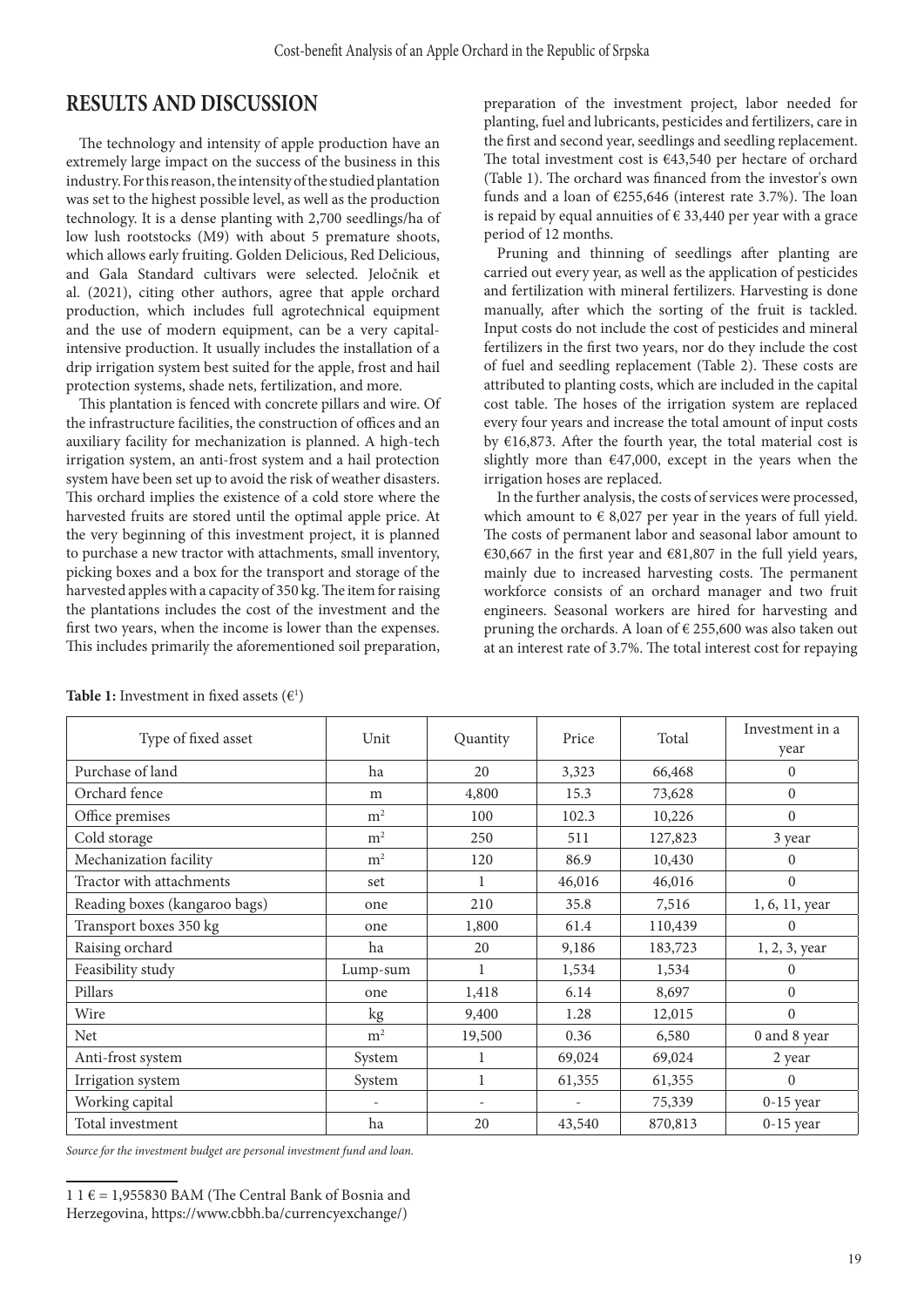## RESULTS AND DISCUSSION

The technology and intensity of apple production have an extremely large impact on the success of the business in this industry. For this reason, the intensity of the studied plantation was set to the highest possible level, as well as the production technology. It is a dense planting with 2,700 seedlings/ha of low lush rootstocks (M9) with about 5 premature shoots, which allows early fruiting. Golden Delicious, Red Delicious, and Gala Standard cultivars were selected. Jeločnik et al. (2021), citing other authors, agree that apple orchard production, which includes full agrotechnical equipment and the use of modern equipment, can be a very capital-intensive production. It usually includes the installation of a drip irrigation system best suited for the apple, frost and hail protection systems, shade nets, fertilization, and more.

This plantation is fenced with concrete pillars and wire. Of the infrastructure facilities, the construction of offices and an auxiliary facility for mechanization is planned. A high-tech irrigation system, an anti-frost system and a hail protection system have been set up to avoid the risk of weather disasters. This orchard implies the existence of a cold store where the harvested fruits are stored until the optimal apple price. At the very beginning of this investment project, it is planned to purchase a new tractor with attachments, small inventory, picking boxes and a box for the transport and storage of the harvested apples with a capacity of 350 kg. The item for raising the plantations includes the cost of the investment and the first two years, when the income is lower than the expenses. This includes primarily the aforementioned soil preparation, preparation of the investment project, labor needed for planting, fuel and lubricants, pesticides and fertilizers, care in the first and second year, seedlings and seedling replacement. The total investment cost is €43,540 per hectare of orchard (Table 1). The orchard was financed from the investor's own funds and a loan of €255,646 (interest rate 3.7%). The loan is repaid by equal annuities of € 33,440 per year with a grace period of 12 months.

Pruning and thinning of seedlings after planting are carried out every year, as well as the application of pesticides and fertilization with mineral fertilizers. Harvesting is done manually, after which the sorting of the fruit is tackled. Input costs do not include the cost of pesticides and mineral fertilizers in the first two years, nor do they include the cost of fuel and seedling replacement (Table 2). These costs are attributed to planting costs, which are included in the capital cost table. The hoses of the irrigation system are replaced every four years and increase the total amount of input costs by €16,873. After the fourth year, the total material cost is slightly more than €47,000, except in the years when the irrigation hoses are replaced.

In the further analysis, the costs of services were processed, which amount to € 8,027 per year in the years of full yield. The costs of permanent labor and seasonal labor amount to €30,667 in the first year and €81,807 in the full yield years, mainly due to increased harvesting costs. The permanent workforce consists of an orchard manager and two fruit engineers. Seasonal workers are hired for harvesting and pruning the orchards. A loan of € 255,600 was also taken out at an interest rate of 3.7%. The total interest cost for repaying

**Table 1:** Investment in fixed assets (€[1])

| Type of fixed asset | Unit | Quantity | Price | Total | Investment in a year |
|---|---|---|---|---|---|
| Purchase of land | ha | 20 | 3,323 | 66,468 | 0 |
| Orchard fence | m | 4,800 | 15.3 | 73,628 | 0 |
| Office premises | m² | 100 | 102.3 | 10,226 | 0 |
| Cold storage | m² | 250 | 511 | 127,823 | 3 year |
| Mechanization facility | m² | 120 | 86.9 | 10,430 | 0 |
| Tractor with attachments | set | 1 | 46,016 | 46,016 | 0 |
| Reading boxes (kangaroo bags) | one | 210 | 35.8 | 7,516 | 1, 6, 11, year |
| Transport boxes 350 kg | one | 1,800 | 61.4 | 110,439 | 0 |
| Raising orchard | ha | 20 | 9,186 | 183,723 | 1, 2, 3, year |
| Feasibility study | Lump-sum | 1 | 1,534 | 1,534 | 0 |
| Pillars | one | 1,418 | 6.14 | 8,697 | 0 |
| Wire | kg | 9,400 | 1.28 | 12,015 | 0 |
| Net | m² | 19,500 | 0.36 | 6,580 | 0 and 8 year |
| Anti-frost system | System | 1 | 69,024 | 69,024 | 2 year |
| Irrigation system | System | 1 | 61,355 | 61,355 | 0 |
| Working capital | - | - | - | 75,339 | 0-15 year |
| Total investment | ha | 20 | 43,540 | 870,813 | 0-15 year |

*Source for the investment budget are personal investment fund and loan.*

1 1 € = 1,955830 BAM (The Central Bank of Bosnia and Herzegovina, https://www.cbbh.ba/currencyexchange/)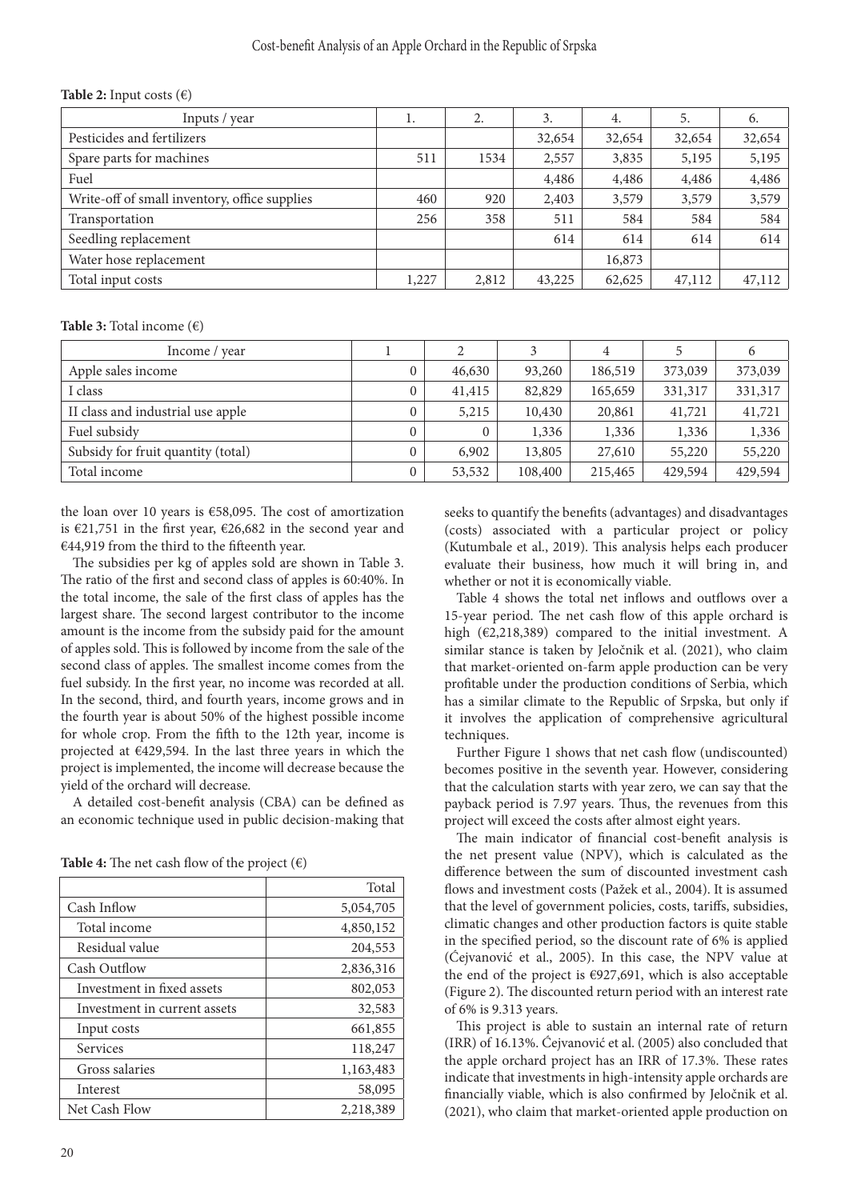**Table 2:** Input costs (€)

| Inputs / year | 1. | 2. | 3. | 4. | 5. | 6. |
|---|---|---|---|---|---|---|
| Pesticides and fertilizers | | | 32,654 | 32,654 | 32,654 | 32,654 |
| Spare parts for machines | 511 | 1534 | 2,557 | 3,835 | 5,195 | 5,195 |
| Fuel | | | 4,486 | 4,486 | 4,486 | 4,486 |
| Write-off of small inventory, office supplies | 460 | 920 | 2,403 | 3,579 | 3,579 | 3,579 |
| Transportation | 256 | 358 | 511 | 584 | 584 | 584 |
| Seedling replacement | | | 614 | 614 | 614 | 614 |
| Water hose replacement | | | | 16,873 | | |
| Total input costs | 1,227 | 2,812 | 43,225 | 62,625 | 47,112 | 47,112 |

**Table 3:** Total income (€)

| Income / year | 1 | 2 | 3 | 4 | 5 | 6 |
|---|---|---|---|---|---|---|
| Apple sales income | 0 | 46,630 | 93,260 | 186,519 | 373,039 | 373,039 |
| I class | 0 | 41,415 | 82,829 | 165,659 | 331,317 | 331,317 |
| II class and industrial use apple | 0 | 5,215 | 10,430 | 20,861 | 41,721 | 41,721 |
| Fuel subsidy | 0 | 0 | 1,336 | 1,336 | 1,336 | 1,336 |
| Subsidy for fruit quantity (total) | 0 | 6,902 | 13,805 | 27,610 | 55,220 | 55,220 |
| Total income | 0 | 53,532 | 108,400 | 215,465 | 429,594 | 429,594 |

the loan over 10 years is €58,095. The cost of amortization is €21,751 in the first year, €26,682 in the second year and €44,919 from the third to the fifteenth year.

The subsidies per kg of apples sold are shown in Table 3. The ratio of the first and second class of apples is 60:40%. In the total income, the sale of the first class of apples has the largest share. The second largest contributor to the income amount is the income from the subsidy paid for the amount of apples sold. This is followed by income from the sale of the second class of apples. The smallest income comes from the fuel subsidy. In the first year, no income was recorded at all. In the second, third, and fourth years, income grows and in the fourth year is about 50% of the highest possible income for whole crop. From the fifth to the 12th year, income is projected at €429,594. In the last three years in which the project is implemented, the income will decrease because the yield of the orchard will decrease.

A detailed cost-benefit analysis (CBA) can be defined as an economic technique used in public decision-making that seeks to quantify the benefits (advantages) and disadvantages (costs) associated with a particular project or policy (Kutumbale et al., 2019). This analysis helps each producer evaluate their business, how much it will bring in, and whether or not it is economically viable.

**Table 4:** The net cash flow of the project (€)

| | Total |
|---|---|
| Cash Inflow | 5,054,705 |
| Total income | 4,850,152 |
| Residual value | 204,553 |
| Cash Outflow | 2,836,316 |
| Investment in fixed assets | 802,053 |
| Investment in current assets | 32,583 |
| Input costs | 661,855 |
| Services | 118,247 |
| Gross salaries | 1,163,483 |
| Interest | 58,095 |
| Net Cash Flow | 2,218,389 |

Table 4 shows the total net inflows and outflows over a 15-year period. The net cash flow of this apple orchard is high (€2,218,389) compared to the initial investment. A similar stance is taken by Jeločnik et al. (2021), who claim that market-oriented on-farm apple production can be very profitable under the production conditions of Serbia, which has a similar climate to the Republic of Srpska, but only if it involves the application of comprehensive agricultural techniques.

Further Figure 1 shows that net cash flow (undiscounted) becomes positive in the seventh year. However, considering that the calculation starts with year zero, we can say that the payback period is 7.97 years. Thus, the revenues from this project will exceed the costs after almost eight years.

The main indicator of financial cost-benefit analysis is the net present value (NPV), which is calculated as the difference between the sum of discounted investment cash flows and investment costs (Pažek et al., 2004). It is assumed that the level of government policies, costs, tariffs, subsidies, climatic changes and other production factors is quite stable in the specified period, so the discount rate of 6% is applied (Ćejvanović et al., 2005). In this case, the NPV value at the end of the project is €927,691, which is also acceptable (Figure 2). The discounted return period with an interest rate of 6% is 9.313 years.

This project is able to sustain an internal rate of return (IRR) of 16.13%. Ćejvanović et al. (2005) also concluded that the apple orchard project has an IRR of 17.3%. These rates indicate that investments in high-intensity apple orchards are financially viable, which is also confirmed by Jeločnik et al. (2021), who claim that market-oriented apple production on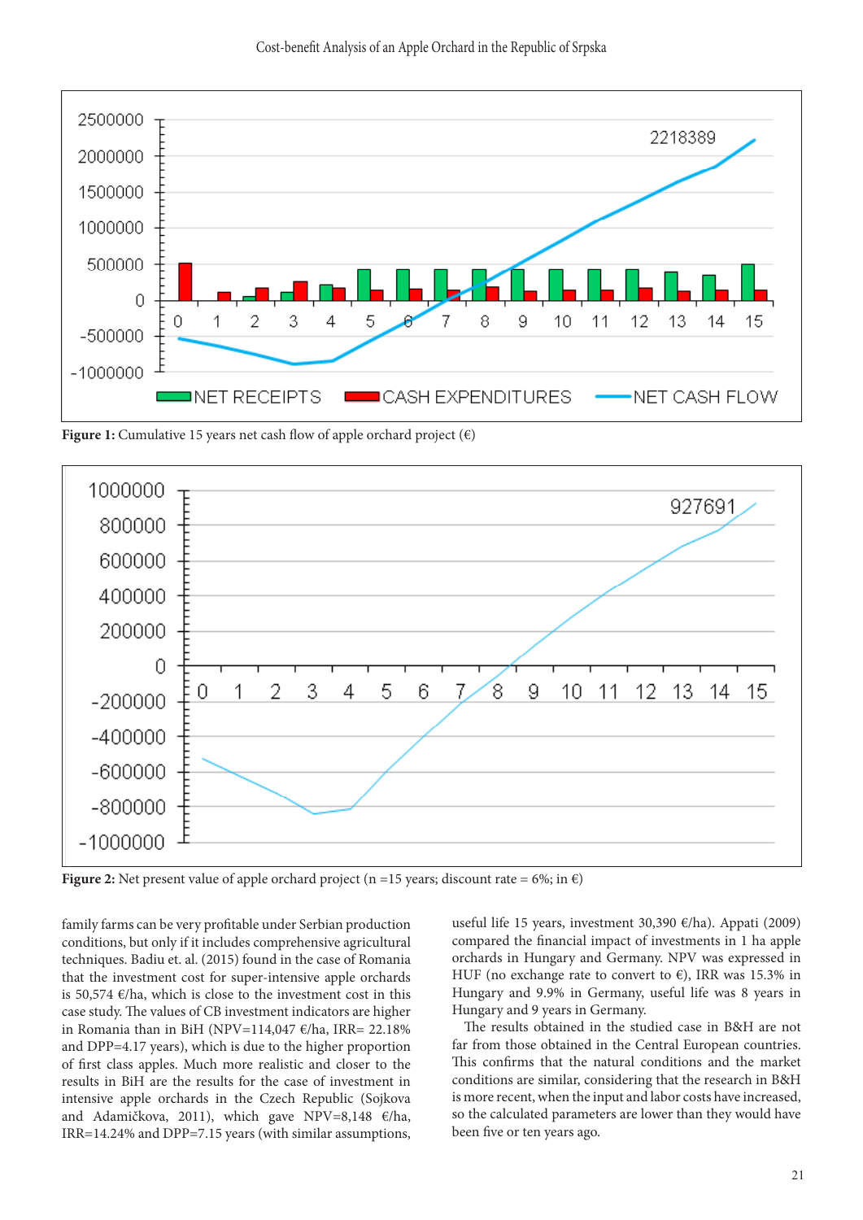Figure 1: Cumulative 15 years net cash flow of apple orchard project (€)

Figure 2: Net present value of apple orchard project (n =15 years; discount rate = 6%; in €)

family farms can be very profitable under Serbian production conditions, but only if it includes comprehensive agricultural techniques. Badiu et. al. (2015) found in the case of Romania that the investment cost for super-intensive apple orchards is 50,574 €/ha, which is close to the investment cost in this case study. The values of CB investment indicators are higher in Romania than in BiH (NPV=114,047 €/ha, IRR= 22.18% and DPP=4.17 years), which is due to the higher proportion of first class apples. Much more realistic and closer to the results in BiH are the results for the case of investment in intensive apple orchards in the Czech Republic (Sojkova and Adamičkova, 2011), which gave NPV=8,148 €/ha, IRR=14.24% and DPP=7.15 years (with similar assumptions, useful life 15 years, investment 30,390 €/ha). Appati (2009) compared the financial impact of investments in 1 ha apple orchards in Hungary and Germany. NPV was expressed in HUF (no exchange rate to convert to €), IRR was 15.3% in Hungary and 9.9% in Germany, useful life was 8 years in Hungary and 9 years in Germany.

The results obtained in the studied case in B&H are not far from those obtained in the Central European countries. This confirms that the natural conditions and the market conditions are similar, considering that the research in B&H is more recent, when the input and labor costs have increased, so the calculated parameters are lower than they would have been five or ten years ago.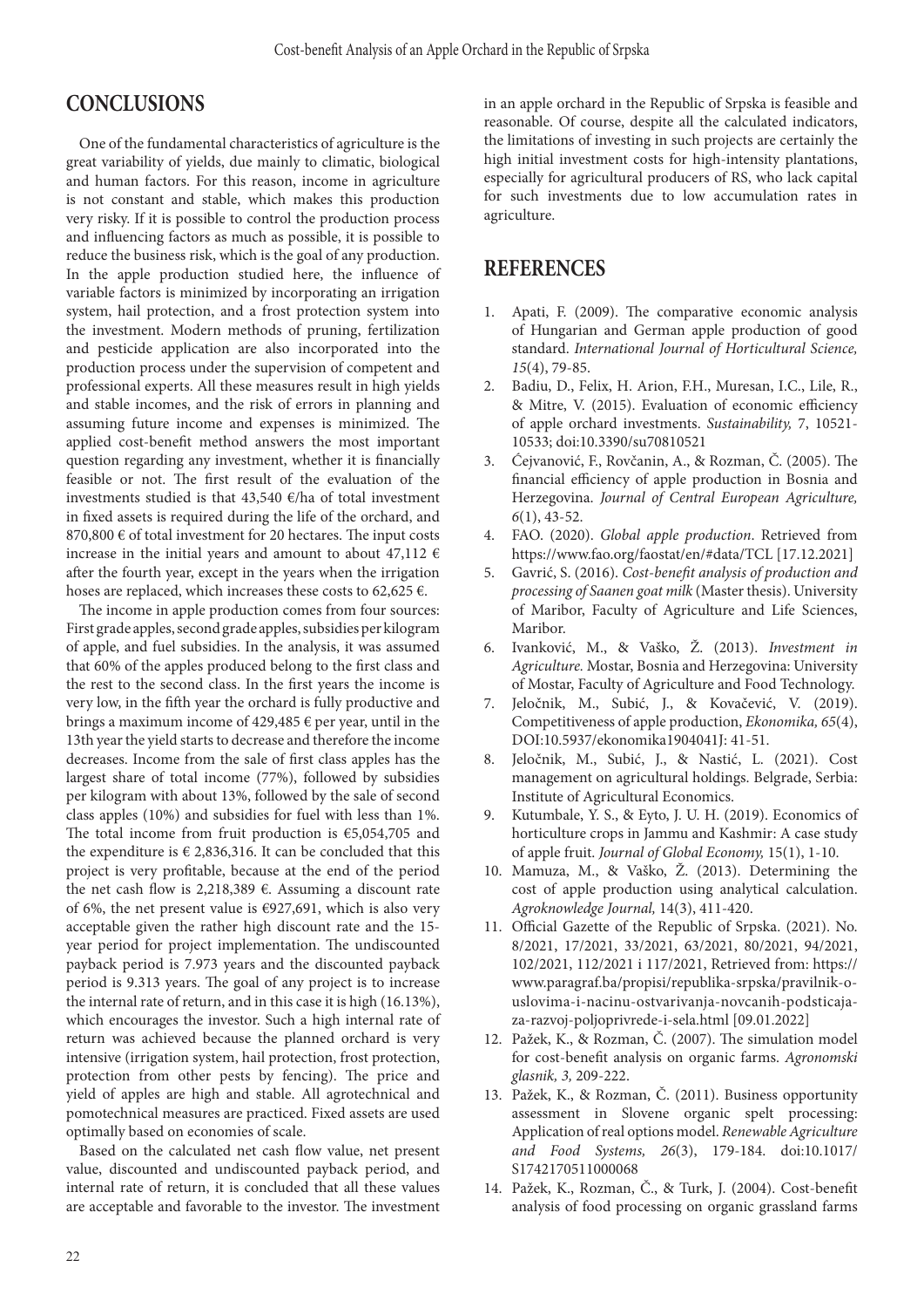## CONCLUSIONS

One of the fundamental characteristics of agriculture is the great variability of yields, due mainly to climatic, biological and human factors. For this reason, income in agriculture is not constant and stable, which makes this production very risky. If it is possible to control the production process and influencing factors as much as possible, it is possible to reduce the business risk, which is the goal of any production. In the apple production studied here, the influence of variable factors is minimized by incorporating an irrigation system, hail protection, and a frost protection system into the investment. Modern methods of pruning, fertilization and pesticide application are also incorporated into the production process under the supervision of competent and professional experts. All these measures result in high yields and stable incomes, and the risk of errors in planning and assuming future income and expenses is minimized. The applied cost-benefit method answers the most important question regarding any investment, whether it is financially feasible or not. The first result of the evaluation of the investments studied is that 43,540 €/ha of total investment in fixed assets is required during the life of the orchard, and 870,800 € of total investment for 20 hectares. The input costs increase in the initial years and amount to about 47,112 € after the fourth year, except in the years when the irrigation hoses are replaced, which increases these costs to 62,625 €.

The income in apple production comes from four sources: First grade apples, second grade apples, subsidies per kilogram of apple, and fuel subsidies. In the analysis, it was assumed that 60% of the apples produced belong to the first class and the rest to the second class. In the first years the income is very low, in the fifth year the orchard is fully productive and brings a maximum income of 429,485 € per year, until in the 13th year the yield starts to decrease and therefore the income decreases. Income from the sale of first class apples has the largest share of total income (77%), followed by subsidies per kilogram with about 13%, followed by the sale of second class apples (10%) and subsidies for fuel with less than 1%. The total income from fruit production is €5,054,705 and the expenditure is € 2,836,316. It can be concluded that this project is very profitable, because at the end of the period the net cash flow is 2,218,389 €. Assuming a discount rate of 6%, the net present value is €927,691, which is also very acceptable given the rather high discount rate and the 15-year period for project implementation. The undiscounted payback period is 7.973 years and the discounted payback period is 9.313 years. The goal of any project is to increase the internal rate of return, and in this case it is high (16.13%), which encourages the investor. Such a high internal rate of return was achieved because the planned orchard is very intensive (irrigation system, hail protection, frost protection, protection from other pests by fencing). The price and yield of apples are high and stable. All agrotechnical and pomotechnical measures are practiced. Fixed assets are used optimally based on economies of scale.

Based on the calculated net cash flow value, net present value, discounted and undiscounted payback period, and internal rate of return, it is concluded that all these values are acceptable and favorable to the investor. The investment in an apple orchard in the Republic of Srpska is feasible and reasonable. Of course, despite all the calculated indicators, the limitations of investing in such projects are certainly the high initial investment costs for high-intensity plantations, especially for agricultural producers of RS, who lack capital for such investments due to low accumulation rates in agriculture.

## REFERENCES

1. Apati, F. (2009). The comparative economic analysis of Hungarian and German apple production of good standard. *International Journal of Horticultural Science, 15*(4), 79-85.
2. Badiu, D., Felix, H. Arion, F.H., Muresan, I.C., Lile, R., & Mitre, V. (2015). Evaluation of economic efficiency of apple orchard investments. *Sustainability,* 7, 10521-10533; doi:10.3390/su70810521
3. Ćejvanović, F., Rovčanin, A., & Rozman, Č. (2005). The financial efficiency of apple production in Bosnia and Herzegovina. *Journal of Central European Agriculture, 6*(1), 43-52.
4. FAO. (2020). *Global apple production*. Retrieved from https://www.fao.org/faostat/en/#data/TCL [17.12.2021]
5. Gavrić, S. (2016). *Cost-benefit analysis of production and processing of Saanen goat milk* (Master thesis). University of Maribor, Faculty of Agriculture and Life Sciences, Maribor.
6. Ivanković, M., & Vaško, Ž. (2013). *Investment in Agriculture.* Mostar, Bosnia and Herzegovina: University of Mostar, Faculty of Agriculture and Food Technology.
7. Jeločnik, M., Subić, J., & Kovačević, V. (2019). Competitiveness of apple production, *Ekonomika, 65*(4), DOI:10.5937/ekonomika1904041J: 41-51.
8. Jeločnik, M., Subić, J., & Nastić, L. (2021). Cost management on agricultural holdings. Belgrade, Serbia: Institute of Agricultural Economics.
9. Kutumbale, Y. S., & Eyto, J. U. H. (2019). Economics of horticulture crops in Jammu and Kashmir: A case study of apple fruit. *Journal of Global Economy,* 15(1), 1-10.
10. Mamuza, M., & Vaško, Ž. (2013). Determining the cost of apple production using analytical calculation. *Agroknowledge Journal,* 14(3), 411-420.
11. Official Gazette of the Republic of Srpska. (2021). No. 8/2021, 17/2021, 33/2021, 63/2021, 80/2021, 94/2021, 102/2021, 112/2021 i 117/2021, Retrieved from: https://www.paragraf.ba/propisi/republika-srpska/pravilnik-o-uslovima-i-nacinu-ostvarivanja-novcanih-podsticaja-za-razvoj-poljoprivrede-i-sela.html [09.01.2022]
12. Pažek, K., & Rozman, Č. (2007). The simulation model for cost-benefit analysis on organic farms. *Agronomski glasnik, 3,* 209-222.
13. Pažek, K., & Rozman, Č. (2011). Business opportunity assessment in Slovene organic spelt processing: Application of real options model. *Renewable Agriculture and Food Systems, 26*(3), 179-184. doi:10.1017/S1742170511000068
14. Pažek, K., Rozman, Č., & Turk, J. (2004). Cost-benefit analysis of food processing on organic grassland farms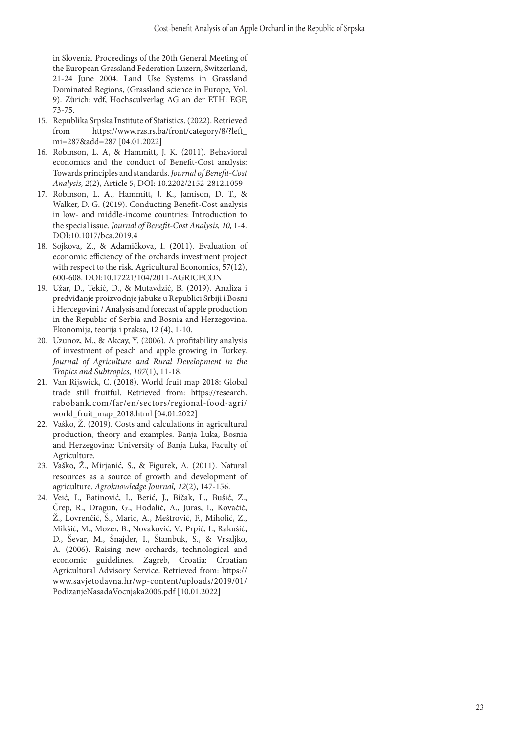in Slovenia. Proceedings of the 20th General Meeting of the European Grassland Federation Luzern, Switzerland, 21-24 June 2004. Land Use Systems in Grassland Dominated Regions, (Grassland science in Europe, Vol. 9). Zürich: vdf, Hochsculverlag AG an der ETH: EGF, 73-75.

15. Republika Srpska Institute of Statistics. (2022). Retrieved from https://www.rzs.rs.ba/front/category/8/?left_mi=287&add=287 [04.01.2022]
16. Robinson, L. A, & Hammitt, J. K. (2011). Behavioral economics and the conduct of Benefit-Cost analysis: Towards principles and standards. *Journal of Benefit-Cost Analysis, 2*(2), Article 5, DOI: 10.2202/2152-2812.1059
17. Robinson, L. A., Hammitt, J. K., Jamison, D. T., & Walker, D. G. (2019). Conducting Benefit-Cost analysis in low- and middle-income countries: Introduction to the special issue. *Journal of Benefit-Cost Analysis, 10,* 1-4. DOI:10.1017/bca.2019.4
18. Sojkova, Z., & Adamičkova, I. (2011). Evaluation of economic efficiency of the orchards investment project with respect to the risk. Agricultural Economics, 57(12), 600-608. DOI:10.17221/104/2011-AGRICECON
19. Užar, D., Tekić, D., & Mutavdzić, B. (2019). Analiza i predviđanje proizvodnje jabuke u Republici Srbiji i Bosni i Hercegovini / Analysis and forecast of apple production in the Republic of Serbia and Bosnia and Herzegovina. Ekonomija, teorija i praksa, 12 (4), 1-10.
20. Uzunoz, M., & Akcay, Y. (2006). A profitability analysis of investment of peach and apple growing in Turkey. *Journal of Agriculture and Rural Development in the Tropics and Subtropics, 107*(1), 11-18.
21. Van Rijswick, C. (2018). World fruit map 2018: Global trade still fruitful. Retrieved from: https://research.rabobank.com/far/en/sectors/regional-food-agri/world_fruit_map_2018.html [04.01.2022]
22. Vaško, Ž. (2019). Costs and calculations in agricultural production, theory and examples. Banja Luka, Bosnia and Herzegovina: University of Banja Luka, Faculty of Agriculture.
23. Vaško, Ž., Mirjanić, S., & Figurek, A. (2011). Natural resources as a source of growth and development of agriculture. *Agroknowledge Journal, 12*(2), 147-156.
24. Veić, I., Batinović, I., Berić, J., Bičak, L., Bušić, Z., Črep, R., Dragun, G., Hodalić, A., Juras, I., Kovačić, Ž., Lovrenčić, Š., Marić, A., Meštrović, F., Miholić, Z., Mikšić, M., Mozer, B., Novaković, V., Prpić, I., Rakušić, D., Ševar, M., Šnajder, I., Štambuk, S., & Vrsaljko, A. (2006). Raising new orchards, technological and economic guidelines. Zagreb, Croatia: Croatian Agricultural Advisory Service. Retrieved from: https://www.savjetodavna.hr/wp-content/uploads/2019/01/PodizanjeNasadaVocnjaka2006.pdf [10.01.2022]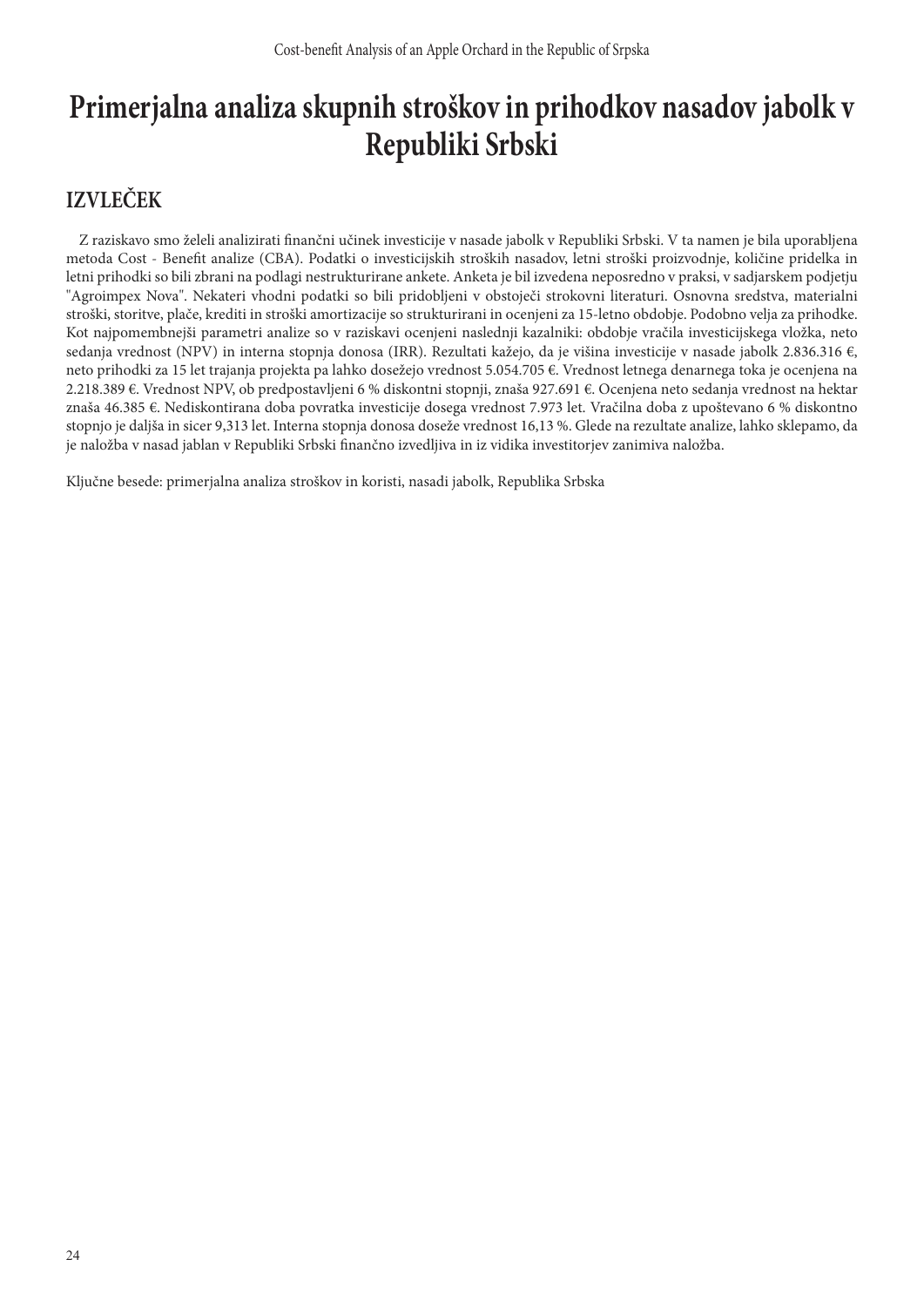# Primerjalna analiza skupnih stroškov in prihodkov nasadov jabolk v Republiki Srbski

## IZVLEČEK

Z raziskavo smo želeli analizirati finančni učinek investicije v nasade jabolk v Republiki Srbski. V ta namen je bila uporabljena metoda Cost - Benefit analize (CBA). Podatki o investicijskih stroških nasadov, letni stroški proizvodnje, količine pridelka in letni prihodki so bili zbrani na podlagi nestrukturirane ankete. Anketa je bil izvedena neposredno v praksi, v sadjarskem podjetju "Agroimpex Nova". Nekateri vhodni podatki so bili pridobljeni v obstoječi strokovni literaturi. Osnovna sredstva, materialni stroški, storitve, plače, krediti in stroški amortizacije so strukturirani in ocenjeni za 15-letno obdobje. Podobno velja za prihodke. Kot najpomembnejši parametri analize so v raziskavi ocenjeni naslednji kazalniki: obdobje vračila investicijskega vložka, neto sedanja vrednost (NPV) in interna stopnja donosa (IRR). Rezultati kažejo, da je višina investicije v nasade jabolk 2.836.316 €, neto prihodki za 15 let trajanja projekta pa lahko dosežejo vrednost 5.054.705 €. Vrednost letnega denarnega toka je ocenjena na 2.218.389 €. Vrednost NPV, ob predpostavljeni 6 % diskontni stopnji, znaša 927.691 €. Ocenjena neto sedanja vrednost na hektar znaša 46.385 €. Nediskontirana doba povratka investicije dosega vrednost 7.973 let. Vračilna doba z upoštevano 6 % diskontno stopnjo je daljša in sicer 9,313 let. Interna stopnja donosa doseže vrednost 16,13 %. Glede na rezultate analize, lahko sklepamo, da je naložba v nasad jablan v Republiki Srbski finančno izvedljiva in iz vidika investitorjev zanimiva naložba.

Ključne besede: primerjalna analiza stroškov in koristi, nasadi jabolk, Republika Srbska